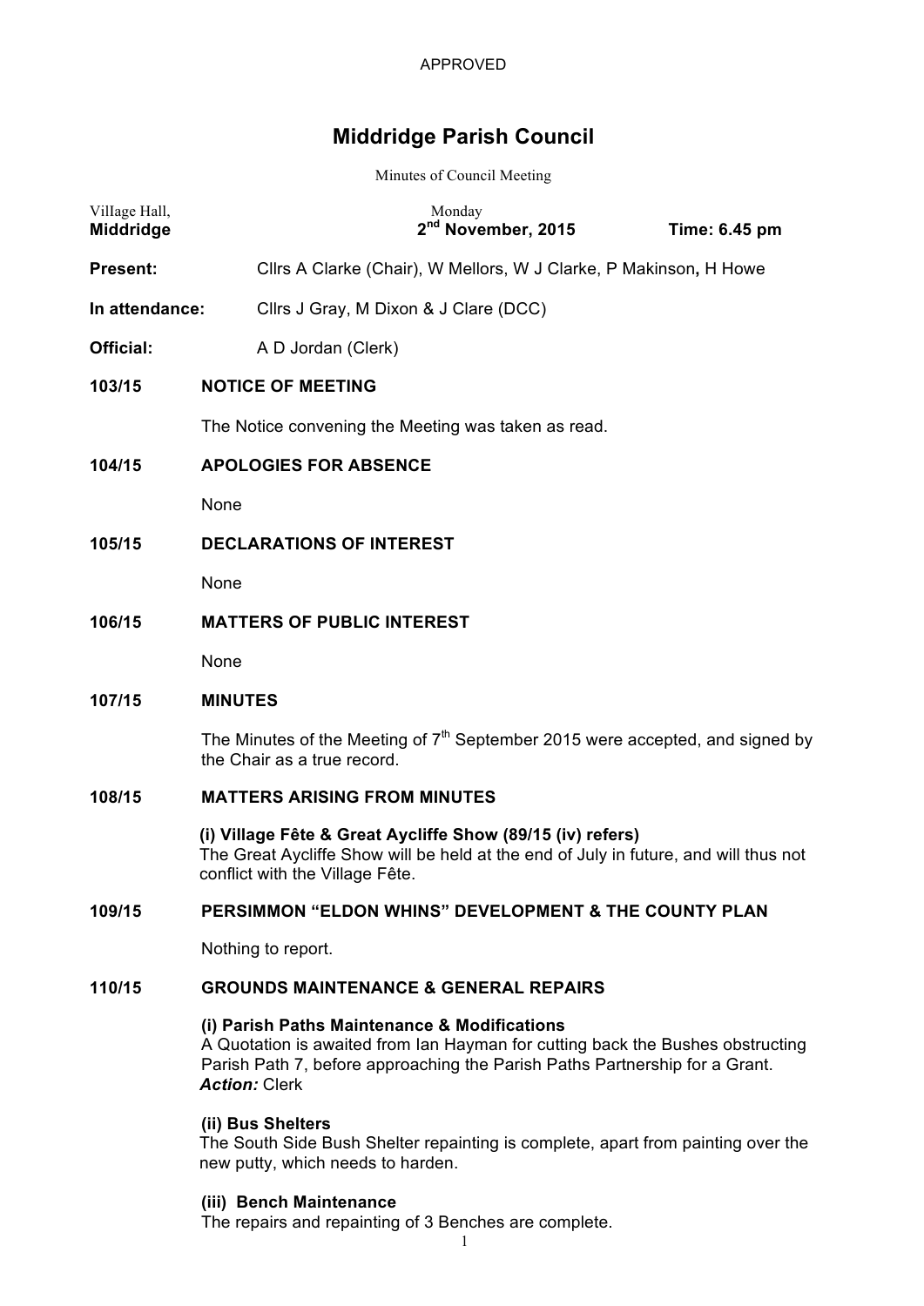APPROVED

# Middridge Parish Council

Minutes of Council Meeting

Village Hall,
**Middridge**

Monday
**2nd November, 2015** **Time: 6.45 pm**

**Present:** Cllrs A Clarke (Chair), W Mellors, W J Clarke, P Makinson**,** H Howe

**In attendance:** Cllrs J Gray, M Dixon & J Clare (DCC)

**Official:** A D Jordan (Clerk)

**103/15 NOTICE OF MEETING**

The Notice convening the Meeting was taken as read.

**104/15 APOLOGIES FOR ABSENCE**

None

**105/15 DECLARATIONS OF INTEREST**

None

**106/15 MATTERS OF PUBLIC INTEREST**

None

**107/15 MINUTES**

The Minutes of the Meeting of 7th September 2015 were accepted, and signed by the Chair as a true record.

**108/15 MATTERS ARISING FROM MINUTES**

**(i) Village Fête & Great Aycliffe Show (89/15 (iv) refers)**
The Great Aycliffe Show will be held at the end of July in future, and will thus not conflict with the Village Fête.

**109/15 PERSIMMON "ELDON WHINS" DEVELOPMENT & THE COUNTY PLAN**

Nothing to report.

**110/15 GROUNDS MAINTENANCE & GENERAL REPAIRS**

**(i) Parish Paths Maintenance & Modifications**
A Quotation is awaited from Ian Hayman for cutting back the Bushes obstructing Parish Path 7, before approaching the Parish Paths Partnership for a Grant.
***Action:*** Clerk

**(ii) Bus Shelters**
The South Side Bush Shelter repainting is complete, apart from painting over the new putty, which needs to harden.

**(iii) Bench Maintenance**
The repairs and repainting of 3 Benches are complete.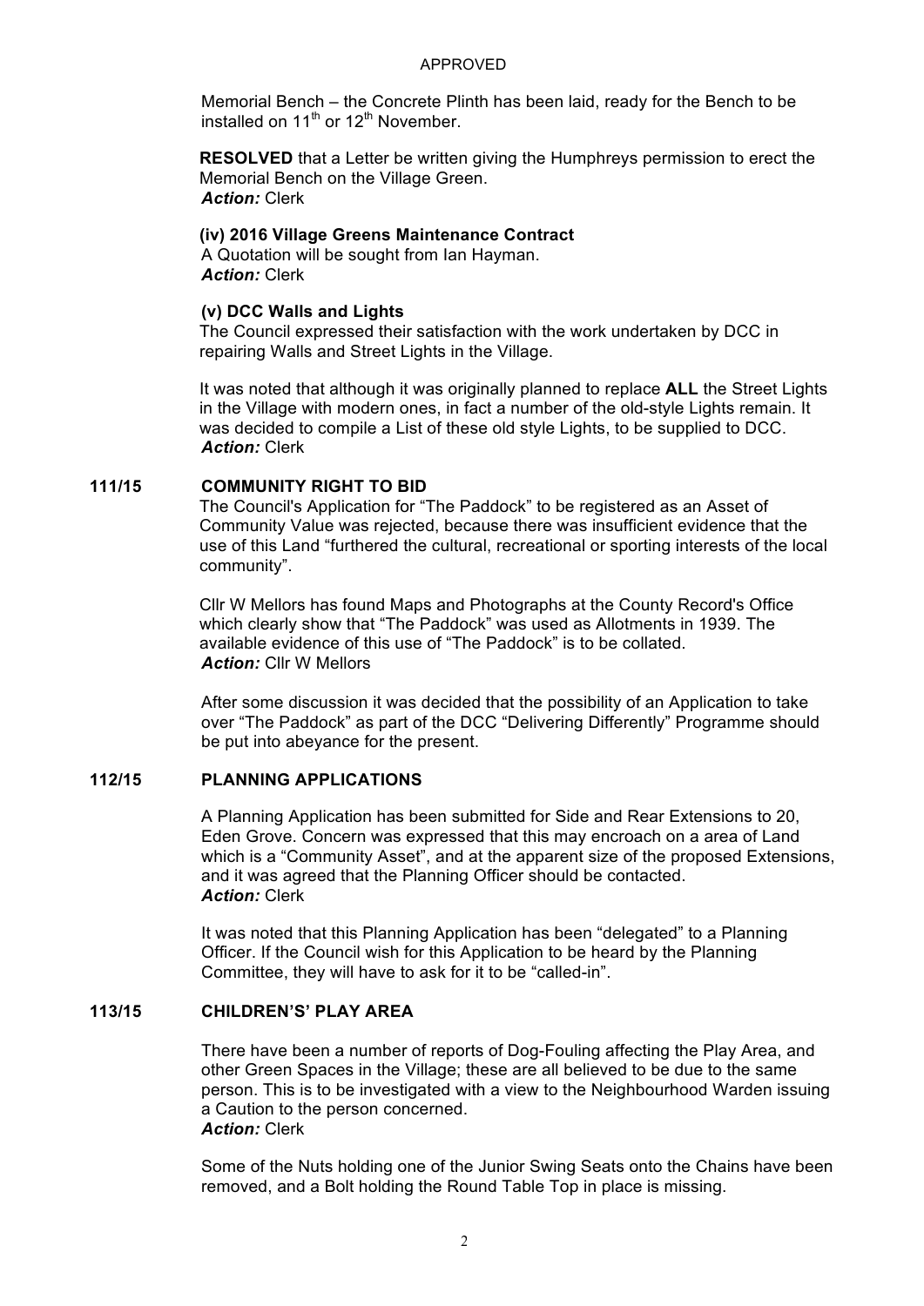APPROVED

Memorial Bench – the Concrete Plinth has been laid, ready for the Bench to be installed on 11th or 12th November.

**RESOLVED** that a Letter be written giving the Humphreys permission to erect the Memorial Bench on the Village Green.
***Action:*** Clerk

**(iv) 2016 Village Greens Maintenance Contract**
A Quotation will be sought from Ian Hayman.
***Action:*** Clerk

**(v) DCC Walls and Lights**
The Council expressed their satisfaction with the work undertaken by DCC in repairing Walls and Street Lights in the Village.

It was noted that although it was originally planned to replace **ALL** the Street Lights in the Village with modern ones, in fact a number of the old-style Lights remain. It was decided to compile a List of these old style Lights, to be supplied to DCC.
***Action:*** Clerk

## 111/15 COMMUNITY RIGHT TO BID

The Council's Application for "The Paddock" to be registered as an Asset of Community Value was rejected, because there was insufficient evidence that the use of this Land "furthered the cultural, recreational or sporting interests of the local community".

Cllr W Mellors has found Maps and Photographs at the County Record's Office which clearly show that "The Paddock" was used as Allotments in 1939. The available evidence of this use of "The Paddock" is to be collated.
***Action:*** Cllr W Mellors

After some discussion it was decided that the possibility of an Application to take over "The Paddock" as part of the DCC "Delivering Differently" Programme should be put into abeyance for the present.

## 112/15 PLANNING APPLICATIONS

A Planning Application has been submitted for Side and Rear Extensions to 20, Eden Grove. Concern was expressed that this may encroach on a area of Land which is a "Community Asset", and at the apparent size of the proposed Extensions, and it was agreed that the Planning Officer should be contacted.
***Action:*** Clerk

It was noted that this Planning Application has been "delegated" to a Planning Officer. If the Council wish for this Application to be heard by the Planning Committee, they will have to ask for it to be "called-in".

## 113/15 CHILDREN'S' PLAY AREA

There have been a number of reports of Dog-Fouling affecting the Play Area, and other Green Spaces in the Village; these are all believed to be due to the same person. This is to be investigated with a view to the Neighbourhood Warden issuing a Caution to the person concerned.
***Action:*** Clerk

Some of the Nuts holding one of the Junior Swing Seats onto the Chains have been removed, and a Bolt holding the Round Table Top in place is missing.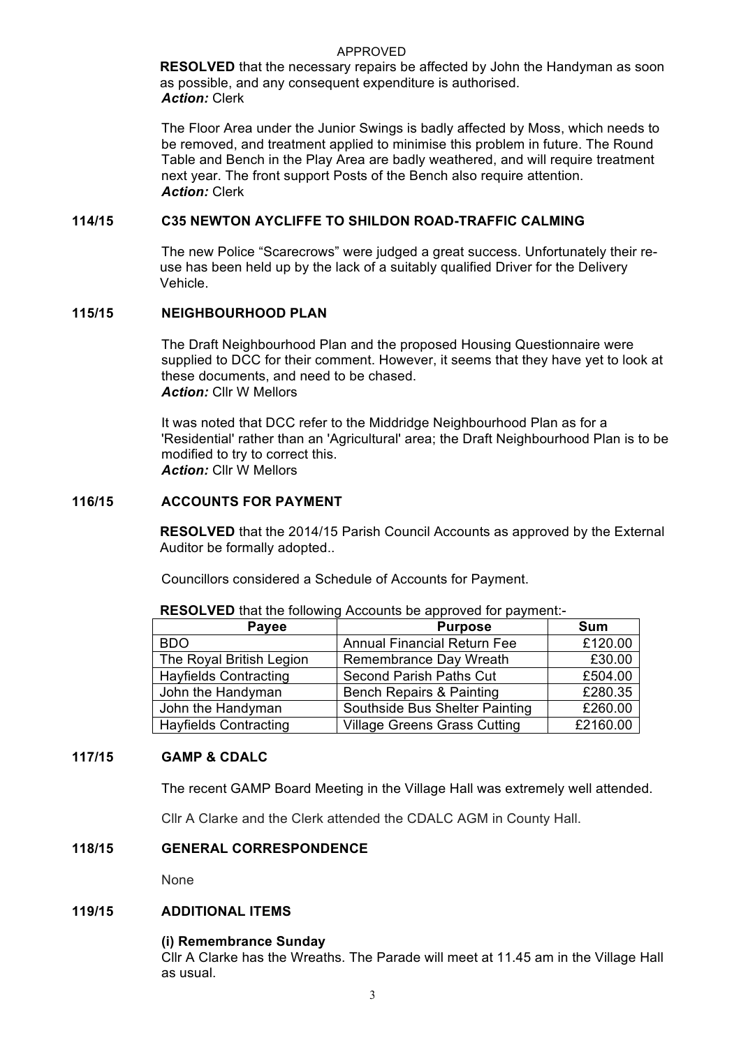APPROVED

**RESOLVED** that the necessary repairs be affected by John the Handyman as soon as possible, and any consequent expenditure is authorised.
***Action:*** Clerk

The Floor Area under the Junior Swings is badly affected by Moss, which needs to be removed, and treatment applied to minimise this problem in future. The Round Table and Bench in the Play Area are badly weathered, and will require treatment next year. The front support Posts of the Bench also require attention.
***Action:*** Clerk

## 114/15 C35 NEWTON AYCLIFFE TO SHILDON ROAD-TRAFFIC CALMING

The new Police "Scarecrows" were judged a great success. Unfortunately their re-use has been held up by the lack of a suitably qualified Driver for the Delivery Vehicle.

## 115/15 NEIGHBOURHOOD PLAN

The Draft Neighbourhood Plan and the proposed Housing Questionnaire were supplied to DCC for their comment. However, it seems that they have yet to look at these documents, and need to be chased.
***Action:*** Cllr W Mellors

It was noted that DCC refer to the Middridge Neighbourhood Plan as for a 'Residential' rather than an 'Agricultural' area; the Draft Neighbourhood Plan is to be modified to try to correct this.
***Action:*** Cllr W Mellors

## 116/15 ACCOUNTS FOR PAYMENT

**RESOLVED** that the 2014/15 Parish Council Accounts as approved by the External Auditor be formally adopted..

Councillors considered a Schedule of Accounts for Payment.

**RESOLVED** that the following Accounts be approved for payment:-

| Payee | Purpose | Sum |
|---|---|---|
| BDO | Annual Financial Return Fee | £120.00 |
| The Royal British Legion | Remembrance Day Wreath | £30.00 |
| Hayfields Contracting | Second Parish Paths Cut | £504.00 |
| John the Handyman | Bench Repairs & Painting | £280.35 |
| John the Handyman | Southside Bus Shelter Painting | £260.00 |
| Hayfields Contracting | Village Greens Grass Cutting | £2160.00 |

## 117/15 GAMP & CDALC

The recent GAMP Board Meeting in the Village Hall was extremely well attended.

Cllr A Clarke and the Clerk attended the CDALC AGM in County Hall.

## 118/15 GENERAL CORRESPONDENCE

None

## 119/15 ADDITIONAL ITEMS

**(i) Remembrance Sunday**
Cllr A Clarke has the Wreaths. The Parade will meet at 11.45 am in the Village Hall as usual.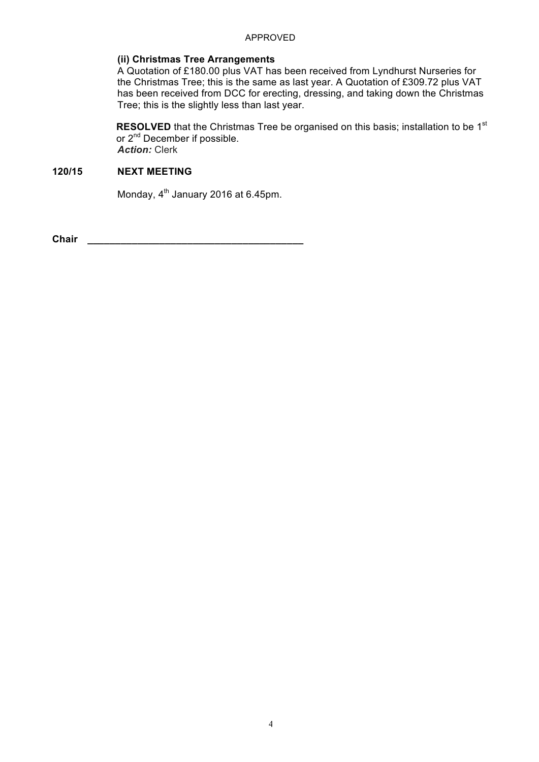APPROVED

**(ii) Christmas Tree Arrangements**

A Quotation of £180.00 plus VAT has been received from Lyndhurst Nurseries for the Christmas Tree; this is the same as last year. A Quotation of £309.72 plus VAT has been received from DCC for erecting, dressing, and taking down the Christmas Tree; this is the slightly less than last year.

**RESOLVED** that the Christmas Tree be organised on this basis; installation to be 1st or 2nd December if possible.
***Action:*** Clerk

**120/15 NEXT MEETING**

Monday, 4th January 2016 at 6.45pm.

**Chair** _______________________________________